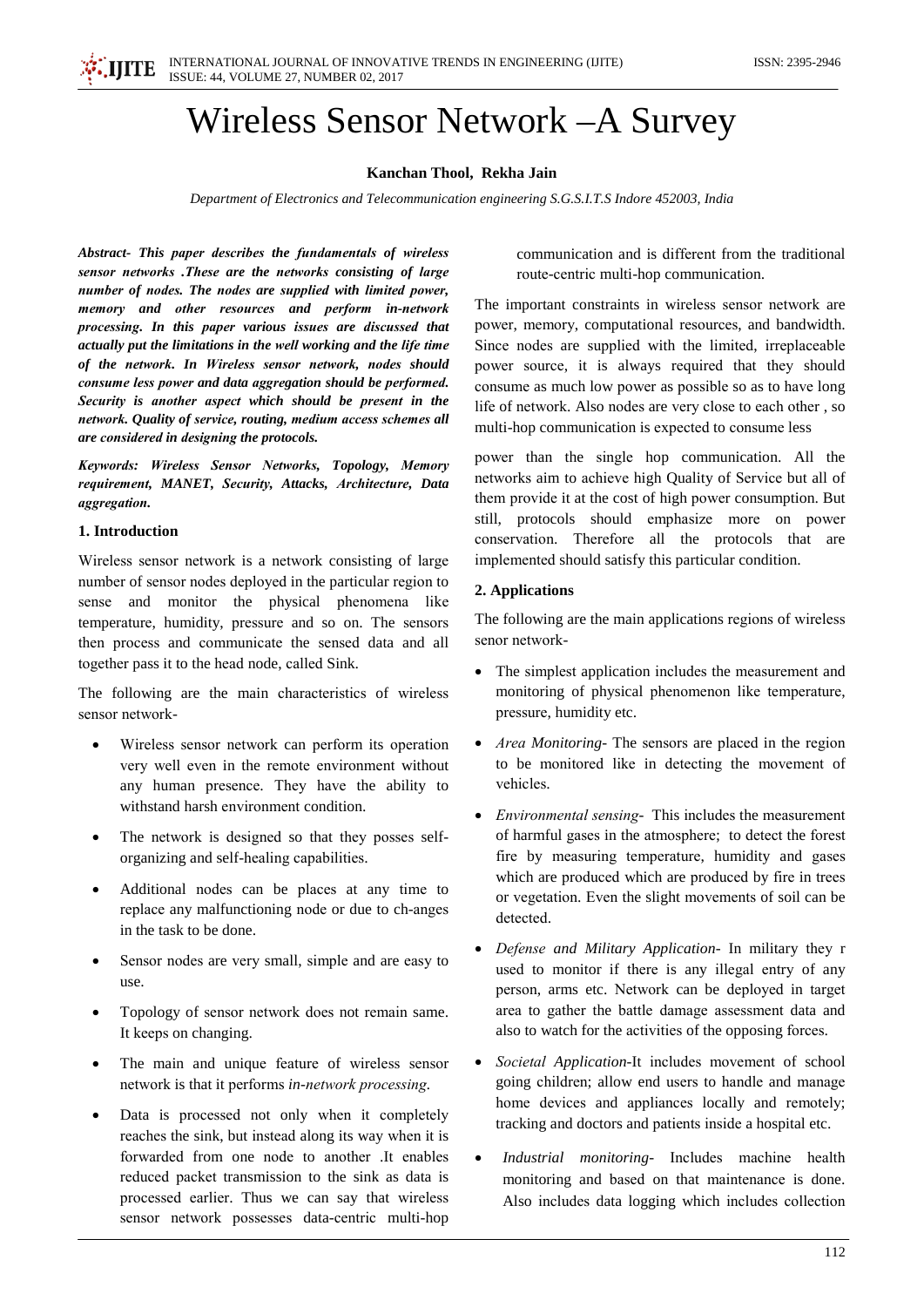# Wireless Sensor Network –A Survey

**Kanchan Thool, Rekha Jain**

*Department of Electronics and Telecommunication engineering S.G.S.I.T.S Indore 452003, India*

***Abstract- This paper describes the fundamentals of wireless sensor networks .These are the networks consisting of large number of nodes. The nodes are supplied with limited power, memory and other resources and perform in-network processing. In this paper various issues are discussed that actually put the limitations in the well working and the life time of the network. In Wireless sensor network, nodes should consume less power and data aggregation should be performed. Security is another aspect which should be present in the network. Quality of service, routing, medium access schemes all are considered in designing the protocols.***

***Keywords: Wireless Sensor Networks, Topology, Memory requirement, MANET, Security, Attacks, Architecture, Data aggregation.***

## 1. Introduction

Wireless sensor network is a network consisting of large number of sensor nodes deployed in the particular region to sense and monitor the physical phenomena like temperature, humidity, pressure and so on. The sensors then process and communicate the sensed data and all together pass it to the head node, called Sink.

The following are the main characteristics of wireless sensor network-

- Wireless sensor network can perform its operation very well even in the remote environment without any human presence. They have the ability to withstand harsh environment condition.
- The network is designed so that they posses self-organizing and self-healing capabilities.
- Additional nodes can be places at any time to replace any malfunctioning node or due to ch-anges in the task to be done.
- Sensor nodes are very small, simple and are easy to use.
- Topology of sensor network does not remain same. It keeps on changing.
- The main and unique feature of wireless sensor network is that it performs *in-network processing*.
- Data is processed not only when it completely reaches the sink, but instead along its way when it is forwarded from one node to another .It enables reduced packet transmission to the sink as data is processed earlier. Thus we can say that wireless sensor network possesses data-centric multi-hop communication and is different from the traditional route-centric multi-hop communication.

The important constraints in wireless sensor network are power, memory, computational resources, and bandwidth. Since nodes are supplied with the limited, irreplaceable power source, it is always required that they should consume as much low power as possible so as to have long life of network. Also nodes are very close to each other , so multi-hop communication is expected to consume less power than the single hop communication. All the networks aim to achieve high Quality of Service but all of them provide it at the cost of high power consumption. But still, protocols should emphasize more on power conservation. Therefore all the protocols that are implemented should satisfy this particular condition.

## 2. Applications

The following are the main applications regions of wireless senor network-

- The simplest application includes the measurement and monitoring of physical phenomenon like temperature, pressure, humidity etc.
- *Area Monitoring*- The sensors are placed in the region to be monitored like in detecting the movement of vehicles.
- *Environmental sensing*- This includes the measurement of harmful gases in the atmosphere; to detect the forest fire by measuring temperature, humidity and gases which are produced which are produced by fire in trees or vegetation. Even the slight movements of soil can be detected.
- *Defense and Military Application*- In military they r used to monitor if there is any illegal entry of any person, arms etc. Network can be deployed in target area to gather the battle damage assessment data and also to watch for the activities of the opposing forces.
- *Societal Application*-It includes movement of school going children; allow end users to handle and manage home devices and appliances locally and remotely; tracking and doctors and patients inside a hospital etc.
- *Industrial monitoring*- Includes machine health monitoring and based on that maintenance is done. Also includes data logging which includes collection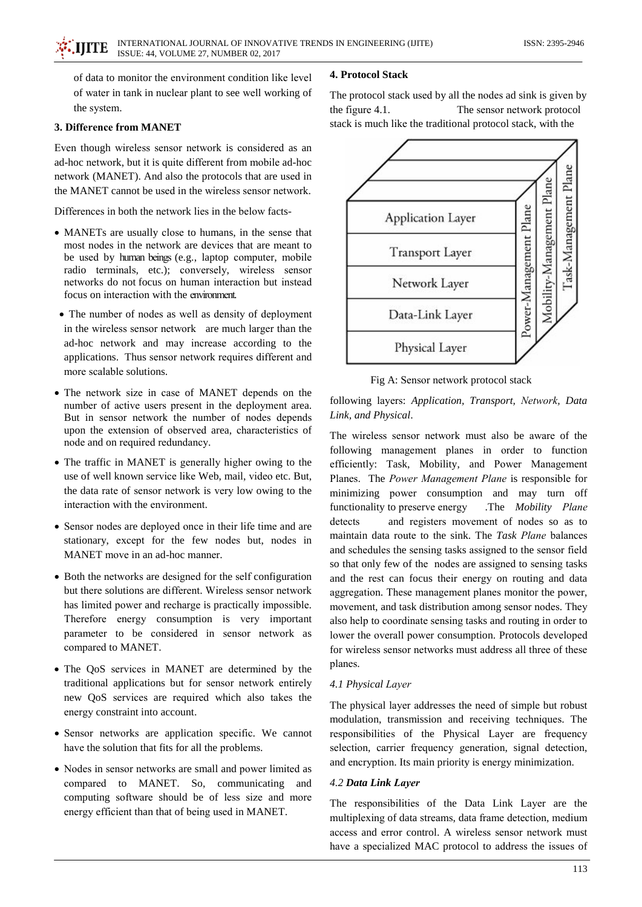of data to monitor the environment condition like level of water in tank in nuclear plant to see well working of the system.

### 3. Difference from MANET

Even though wireless sensor network is considered as an ad-hoc network, but it is quite different from mobile ad-hoc network (MANET). And also the protocols that are used in the MANET cannot be used in the wireless sensor network.

Differences in both the network lies in the below facts-

- MANETs are usually close to humans, in the sense that most nodes in the network are devices that are meant to be used by human beings (e.g., laptop computer, mobile radio terminals, etc.); conversely, wireless sensor networks do not focus on human interaction but instead focus on interaction with the environment.
- The number of nodes as well as density of deployment in the wireless sensor network are much larger than the ad-hoc network and may increase according to the applications. Thus sensor network requires different and more scalable solutions.
- The network size in case of MANET depends on the number of active users present in the deployment area. But in sensor network the number of nodes depends upon the extension of observed area, characteristics of node and on required redundancy.
- The traffic in MANET is generally higher owing to the use of well known service like Web, mail, video etc. But, the data rate of sensor network is very low owing to the interaction with the environment.
- Sensor nodes are deployed once in their life time and are stationary, except for the few nodes but, nodes in MANET move in an ad-hoc manner.
- Both the networks are designed for the self configuration but there solutions are different. Wireless sensor network has limited power and recharge is practically impossible. Therefore energy consumption is very important parameter to be considered in sensor network as compared to MANET.
- The QoS services in MANET are determined by the traditional applications but for sensor network entirely new QoS services are required which also takes the energy constraint into account.
- Sensor networks are application specific. We cannot have the solution that fits for all the problems.
- Nodes in sensor networks are small and power limited as compared to MANET. So, communicating and computing software should be of less size and more energy efficient than that of being used in MANET.

### 4. Protocol Stack

The protocol stack used by all the nodes ad sink is given by the figure 4.1. The sensor network protocol stack is much like the traditional protocol stack, with the following layers: *Application, Transport, Network, Data Link, and Physical*.

Fig A: Sensor network protocol stack

The wireless sensor network must also be aware of the following management planes in order to function efficiently: Task, Mobility, and Power Management Planes. The *Power Management Plane* is responsible for minimizing power consumption and may turn off functionality to preserve energy .The *Mobility Plane* detects and registers movement of nodes so as to maintain data route to the sink. The *Task Plane* balances and schedules the sensing tasks assigned to the sensor field so that only few of the nodes are assigned to sensing tasks and the rest can focus their energy on routing and data aggregation. These management planes monitor the power, movement, and task distribution among sensor nodes. They also help to coordinate sensing tasks and routing in order to lower the overall power consumption. Protocols developed for wireless sensor networks must address all three of these planes.

#### *4.1 Physical Layer*

The physical layer addresses the need of simple but robust modulation, transmission and receiving techniques. The responsibilities of the Physical Layer are frequency selection, carrier frequency generation, signal detection, and encryption. Its main priority is energy minimization.

#### *4.2 **Data Link Layer***

The responsibilities of the Data Link Layer are the multiplexing of data streams, data frame detection, medium access and error control. A wireless sensor network must have a specialized MAC protocol to address the issues of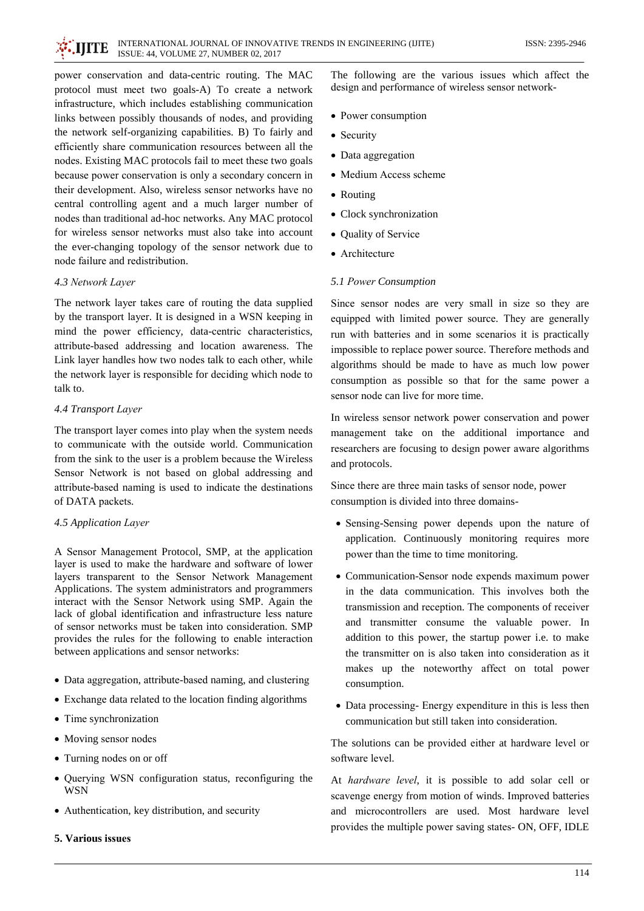power conservation and data-centric routing. The MAC protocol must meet two goals-A) To create a network infrastructure, which includes establishing communication links between possibly thousands of nodes, and providing the network self-organizing capabilities. B) To fairly and efficiently share communication resources between all the nodes. Existing MAC protocols fail to meet these two goals because power conservation is only a secondary concern in their development. Also, wireless sensor networks have no central controlling agent and a much larger number of nodes than traditional ad-hoc networks. Any MAC protocol for wireless sensor networks must also take into account the ever-changing topology of the sensor network due to node failure and redistribution.

### *4.3 Network Layer*

The network layer takes care of routing the data supplied by the transport layer. It is designed in a WSN keeping in mind the power efficiency, data-centric characteristics, attribute-based addressing and location awareness. The Link layer handles how two nodes talk to each other, while the network layer is responsible for deciding which node to talk to.

### *4.4 Transport Layer*

The transport layer comes into play when the system needs to communicate with the outside world. Communication from the sink to the user is a problem because the Wireless Sensor Network is not based on global addressing and attribute-based naming is used to indicate the destinations of DATA packets.

### *4.5 Application Layer*

A Sensor Management Protocol, SMP, at the application layer is used to make the hardware and software of lower layers transparent to the Sensor Network Management Applications. The system administrators and programmers interact with the Sensor Network using SMP. Again the lack of global identification and infrastructure less nature of sensor networks must be taken into consideration. SMP provides the rules for the following to enable interaction between applications and sensor networks:

- Data aggregation, attribute-based naming, and clustering
- Exchange data related to the location finding algorithms
- Time synchronization
- Moving sensor nodes
- Turning nodes on or off
- Querying WSN configuration status, reconfiguring the WSN
- Authentication, key distribution, and security

## **5. Various issues**

The following are the various issues which affect the design and performance of wireless sensor network-

- Power consumption
- Security
- Data aggregation
- Medium Access scheme
- Routing
- Clock synchronization
- Quality of Service
- Architecture

### *5.1 Power Consumption*

Since sensor nodes are very small in size so they are equipped with limited power source. They are generally run with batteries and in some scenarios it is practically impossible to replace power source. Therefore methods and algorithms should be made to have as much low power consumption as possible so that for the same power a sensor node can live for more time.

In wireless sensor network power conservation and power management take on the additional importance and researchers are focusing to design power aware algorithms and protocols.

Since there are three main tasks of sensor node, power consumption is divided into three domains-

- Sensing-Sensing power depends upon the nature of application. Continuously monitoring requires more power than the time to time monitoring.
- Communication-Sensor node expends maximum power in the data communication. This involves both the transmission and reception. The components of receiver and transmitter consume the valuable power. In addition to this power, the startup power i.e. to make the transmitter on is also taken into consideration as it makes up the noteworthy affect on total power consumption.
- Data processing- Energy expenditure in this is less then communication but still taken into consideration.

The solutions can be provided either at hardware level or software level.

At *hardware level*, it is possible to add solar cell or scavenge energy from motion of winds. Improved batteries and microcontrollers are used. Most hardware level provides the multiple power saving states- ON, OFF, IDLE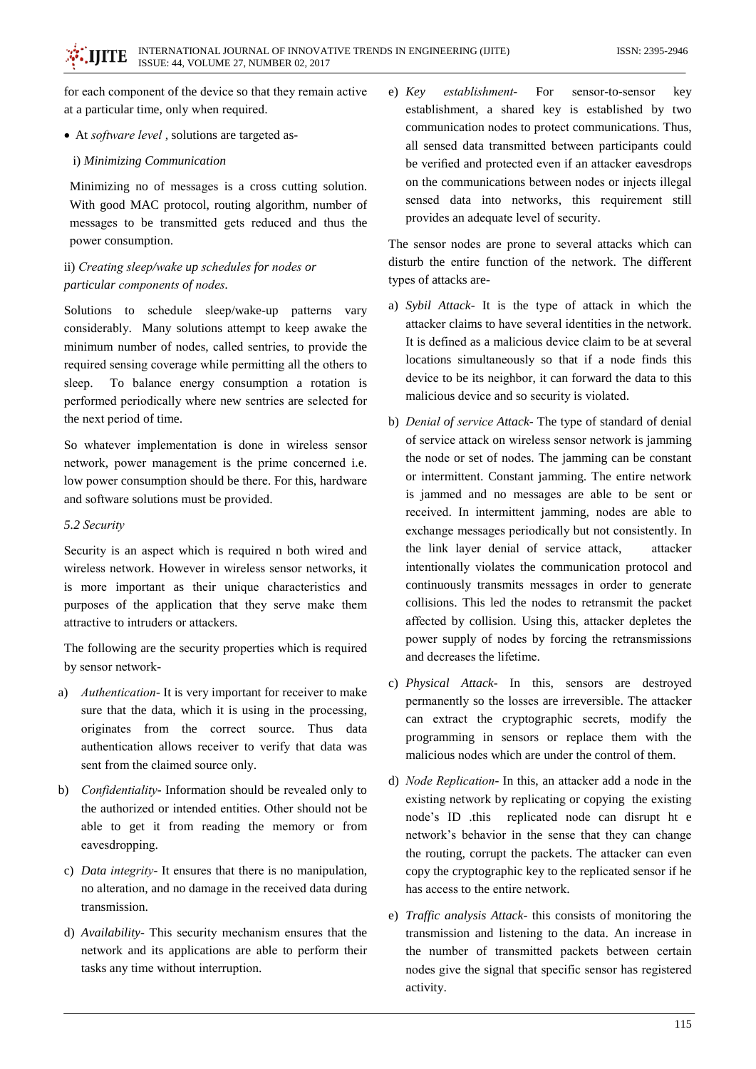for each component of the device so that they remain active at a particular time, only when required.

- At *software level* , solutions are targeted as-

i) *Minimizing Communication*

Minimizing no of messages is a cross cutting solution. With good MAC protocol, routing algorithm, number of messages to be transmitted gets reduced and thus the power consumption.

ii) *Creating sleep/wake up schedules for nodes or particular components of nodes*.

Solutions to schedule sleep/wake-up patterns vary considerably. Many solutions attempt to keep awake the minimum number of nodes, called sentries, to provide the required sensing coverage while permitting all the others to sleep. To balance energy consumption a rotation is performed periodically where new sentries are selected for the next period of time.

So whatever implementation is done in wireless sensor network, power management is the prime concerned i.e. low power consumption should be there. For this, hardware and software solutions must be provided.

*5.2 Security*

Security is an aspect which is required n both wired and wireless network. However in wireless sensor networks, it is more important as their unique characteristics and purposes of the application that they serve make them attractive to intruders or attackers.

The following are the security properties which is required by sensor network-

a) *Authentication*- It is very important for receiver to make sure that the data, which it is using in the processing, originates from the correct source. Thus data authentication allows receiver to verify that data was sent from the claimed source only.

b) *Confidentiality*- Information should be revealed only to the authorized or intended entities. Other should not be able to get it from reading the memory or from eavesdropping.

c) *Data integrity*- It ensures that there is no manipulation, no alteration, and no damage in the received data during transmission.

d) *Availability*- This security mechanism ensures that the network and its applications are able to perform their tasks any time without interruption.

e) *Key establishment*- For sensor-to-sensor key establishment, a shared key is established by two communication nodes to protect communications. Thus, all sensed data transmitted between participants could be verified and protected even if an attacker eavesdrops on the communications between nodes or injects illegal sensed data into networks, this requirement still provides an adequate level of security.

The sensor nodes are prone to several attacks which can disturb the entire function of the network. The different types of attacks are-

a) *Sybil Attack*- It is the type of attack in which the attacker claims to have several identities in the network. It is defined as a malicious device claim to be at several locations simultaneously so that if a node finds this device to be its neighbor, it can forward the data to this malicious device and so security is violated.

b) *Denial of service Attack*- The type of standard of denial of service attack on wireless sensor network is jamming the node or set of nodes. The jamming can be constant or intermittent. Constant jamming. The entire network is jammed and no messages are able to be sent or received. In intermittent jamming, nodes are able to exchange messages periodically but not consistently. In the link layer denial of service attack, attacker intentionally violates the communication protocol and continuously transmits messages in order to generate collisions. This led the nodes to retransmit the packet affected by collision. Using this, attacker depletes the power supply of nodes by forcing the retransmissions and decreases the lifetime.

c) *Physical Attack*- In this, sensors are destroyed permanently so the losses are irreversible. The attacker can extract the cryptographic secrets, modify the programming in sensors or replace them with the malicious nodes which are under the control of them.

d) *Node Replication*- In this, an attacker add a node in the existing network by replicating or copying the existing node's ID .this replicated node can disrupt ht e network's behavior in the sense that they can change the routing, corrupt the packets. The attacker can even copy the cryptographic key to the replicated sensor if he has access to the entire network.

e) *Traffic analysis Attack*- this consists of monitoring the transmission and listening to the data. An increase in the number of transmitted packets between certain nodes give the signal that specific sensor has registered activity.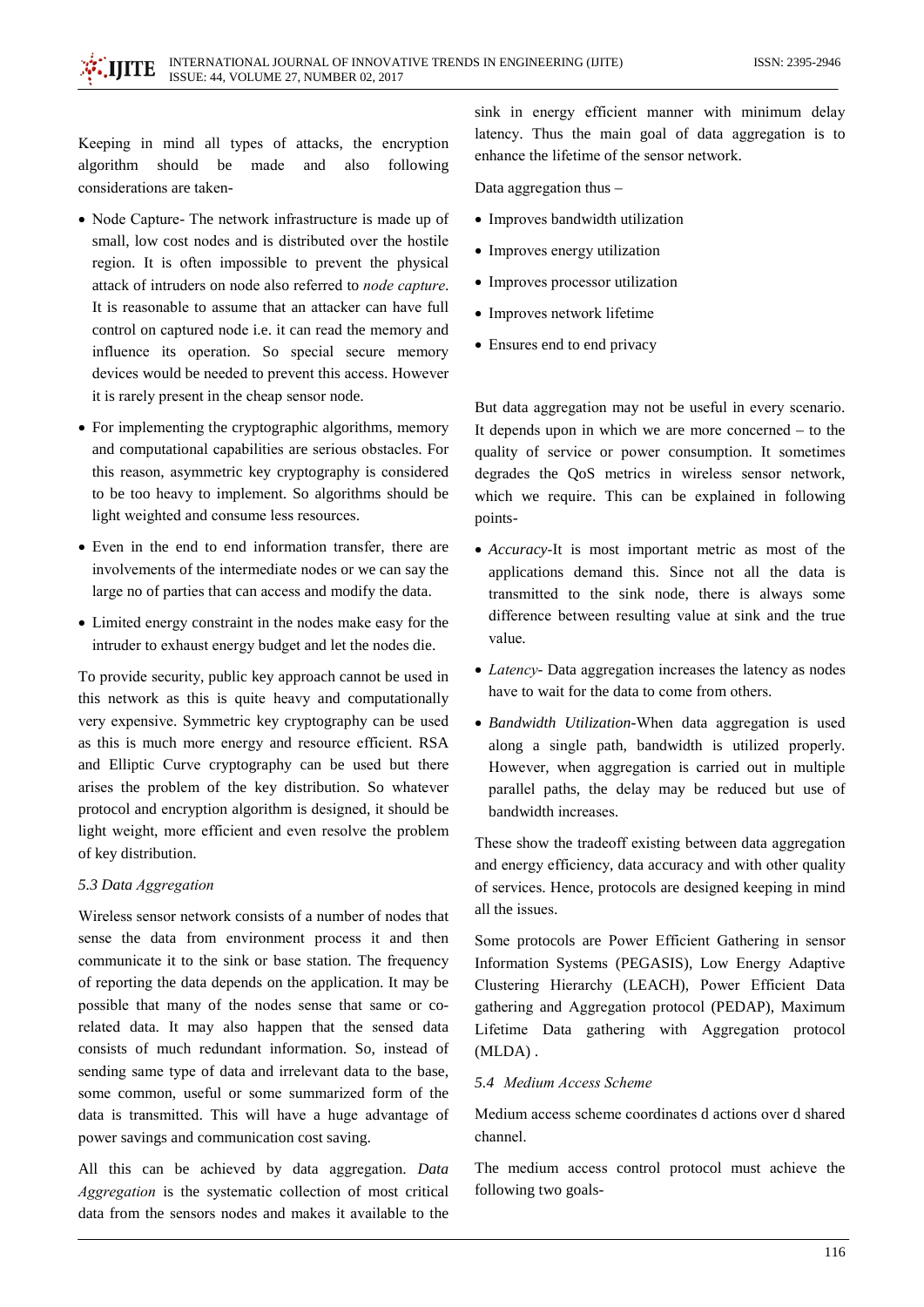Keeping in mind all types of attacks, the encryption algorithm should be made and also following considerations are taken-

- Node Capture- The network infrastructure is made up of small, low cost nodes and is distributed over the hostile region. It is often impossible to prevent the physical attack of intruders on node also referred to *node capture*. It is reasonable to assume that an attacker can have full control on captured node i.e. it can read the memory and influence its operation. So special secure memory devices would be needed to prevent this access. However it is rarely present in the cheap sensor node.
- For implementing the cryptographic algorithms, memory and computational capabilities are serious obstacles. For this reason, asymmetric key cryptography is considered to be too heavy to implement. So algorithms should be light weighted and consume less resources.
- Even in the end to end information transfer, there are involvements of the intermediate nodes or we can say the large no of parties that can access and modify the data.
- Limited energy constraint in the nodes make easy for the intruder to exhaust energy budget and let the nodes die.

To provide security, public key approach cannot be used in this network as this is quite heavy and computationally very expensive. Symmetric key cryptography can be used as this is much more energy and resource efficient. RSA and Elliptic Curve cryptography can be used but there arises the problem of the key distribution. So whatever protocol and encryption algorithm is designed, it should be light weight, more efficient and even resolve the problem of key distribution.

### *5.3 Data Aggregation*

Wireless sensor network consists of a number of nodes that sense the data from environment process it and then communicate it to the sink or base station. The frequency of reporting the data depends on the application. It may be possible that many of the nodes sense that same or co-related data. It may also happen that the sensed data consists of much redundant information. So, instead of sending same type of data and irrelevant data to the base, some common, useful or some summarized form of the data is transmitted. This will have a huge advantage of power savings and communication cost saving.

All this can be achieved by data aggregation. *Data Aggregation* is the systematic collection of most critical data from the sensors nodes and makes it available to the sink in energy efficient manner with minimum delay latency. Thus the main goal of data aggregation is to enhance the lifetime of the sensor network.

Data aggregation thus –

- Improves bandwidth utilization
- Improves energy utilization
- Improves processor utilization
- Improves network lifetime
- Ensures end to end privacy

But data aggregation may not be useful in every scenario. It depends upon in which we are more concerned – to the quality of service or power consumption. It sometimes degrades the QoS metrics in wireless sensor network, which we require. This can be explained in following points-

- *Accuracy*-It is most important metric as most of the applications demand this. Since not all the data is transmitted to the sink node, there is always some difference between resulting value at sink and the true value.
- *Latency*- Data aggregation increases the latency as nodes have to wait for the data to come from others.
- *Bandwidth Utilization*-When data aggregation is used along a single path, bandwidth is utilized properly. However, when aggregation is carried out in multiple parallel paths, the delay may be reduced but use of bandwidth increases.

These show the tradeoff existing between data aggregation and energy efficiency, data accuracy and with other quality of services. Hence, protocols are designed keeping in mind all the issues.

Some protocols are Power Efficient Gathering in sensor Information Systems (PEGASIS), Low Energy Adaptive Clustering Hierarchy (LEACH), Power Efficient Data gathering and Aggregation protocol (PEDAP), Maximum Lifetime Data gathering with Aggregation protocol (MLDA) .

### *5.4 Medium Access Scheme*

Medium access scheme coordinates d actions over d shared channel.

The medium access control protocol must achieve the following two goals-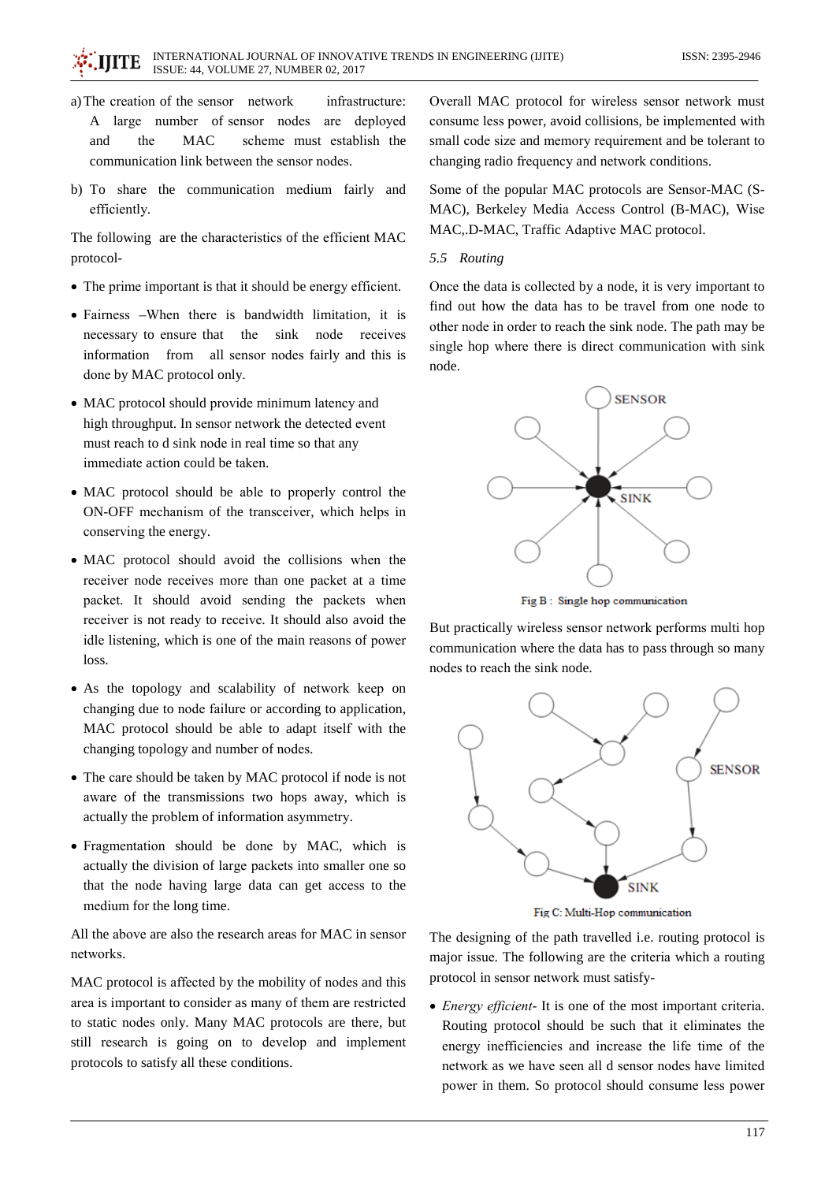a) The creation of the sensor network infrastructure: A large number of sensor nodes are deployed and the MAC scheme must establish the communication link between the sensor nodes.

b) To share the communication medium fairly and efficiently.

The following are the characteristics of the efficient MAC protocol-

- The prime important is that it should be energy efficient.
- Fairness –When there is bandwidth limitation, it is necessary to ensure that the sink node receives information from all sensor nodes fairly and this is done by MAC protocol only.
- MAC protocol should provide minimum latency and high throughput. In sensor network the detected event must reach to d sink node in real time so that any immediate action could be taken.
- MAC protocol should be able to properly control the ON-OFF mechanism of the transceiver, which helps in conserving the energy.
- MAC protocol should avoid the collisions when the receiver node receives more than one packet at a time packet. It should avoid sending the packets when receiver is not ready to receive. It should also avoid the idle listening, which is one of the main reasons of power loss.
- As the topology and scalability of network keep on changing due to node failure or according to application, MAC protocol should be able to adapt itself with the changing topology and number of nodes.
- The care should be taken by MAC protocol if node is not aware of the transmissions two hops away, which is actually the problem of information asymmetry.
- Fragmentation should be done by MAC, which is actually the division of large packets into smaller one so that the node having large data can get access to the medium for the long time.

All the above are also the research areas for MAC in sensor networks.

MAC protocol is affected by the mobility of nodes and this area is important to consider as many of them are restricted to static nodes only. Many MAC protocols are there, but still research is going on to develop and implement protocols to satisfy all these conditions.

Overall MAC protocol for wireless sensor network must consume less power, avoid collisions, be implemented with small code size and memory requirement and be tolerant to changing radio frequency and network conditions.

Some of the popular MAC protocols are Sensor-MAC (S-MAC), Berkeley Media Access Control (B-MAC), Wise MAC,.D-MAC, Traffic Adaptive MAC protocol.

### *5.5 Routing*

Once the data is collected by a node, it is very important to find out how the data has to be travel from one node to other node in order to reach the sink node. The path may be single hop where there is direct communication with sink node.

Fig B : Single hop communication

But practically wireless sensor network performs multi hop communication where the data has to pass through so many nodes to reach the sink node.

Fig C: Multi-Hop communication

The designing of the path travelled i.e. routing protocol is major issue. The following are the criteria which a routing protocol in sensor network must satisfy-

- *Energy efficient-* It is one of the most important criteria. Routing protocol should be such that it eliminates the energy inefficiencies and increase the life time of the network as we have seen all d sensor nodes have limited power in them. So protocol should consume less power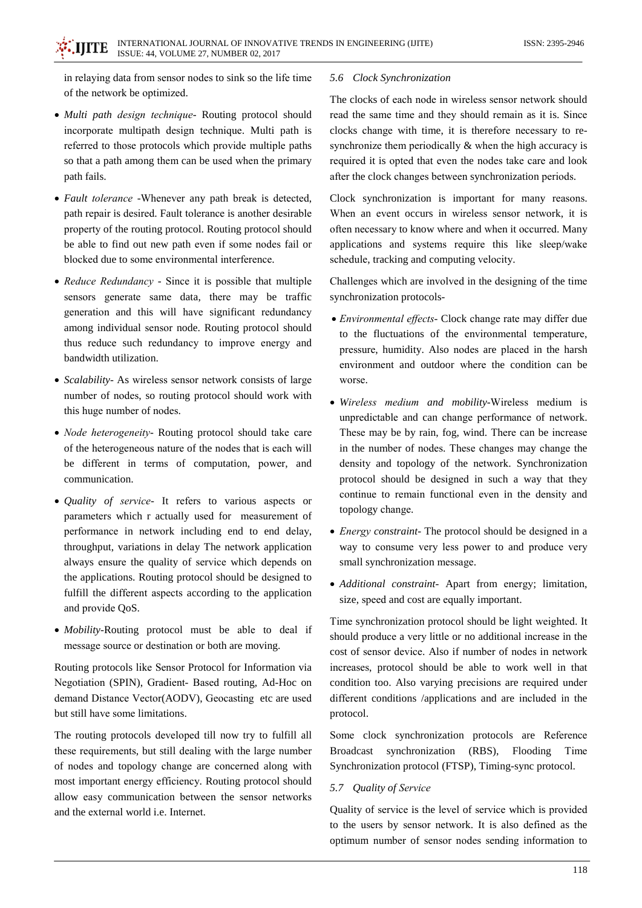in relaying data from sensor nodes to sink so the life time of the network be optimized.

- *Multi path design technique*- Routing protocol should incorporate multipath design technique. Multi path is referred to those protocols which provide multiple paths so that a path among them can be used when the primary path fails.
- *Fault tolerance* -Whenever any path break is detected, path repair is desired. Fault tolerance is another desirable property of the routing protocol. Routing protocol should be able to find out new path even if some nodes fail or blocked due to some environmental interference.
- *Reduce Redundancy* - Since it is possible that multiple sensors generate same data, there may be traffic generation and this will have significant redundancy among individual sensor node. Routing protocol should thus reduce such redundancy to improve energy and bandwidth utilization.
- *Scalability*- As wireless sensor network consists of large number of nodes, so routing protocol should work with this huge number of nodes.
- *Node heterogeneity*- Routing protocol should take care of the heterogeneous nature of the nodes that is each will be different in terms of computation, power, and communication.
- *Quality of service*- It refers to various aspects or parameters which r actually used for measurement of performance in network including end to end delay, throughput, variations in delay The network application always ensure the quality of service which depends on the applications. Routing protocol should be designed to fulfill the different aspects according to the application and provide QoS.
- *Mobility*-Routing protocol must be able to deal if message source or destination or both are moving.

Routing protocols like Sensor Protocol for Information via Negotiation (SPIN), Gradient- Based routing, Ad-Hoc on demand Distance Vector(AODV), Geocasting etc are used but still have some limitations.

The routing protocols developed till now try to fulfill all these requirements, but still dealing with the large number of nodes and topology change are concerned along with most important energy efficiency. Routing protocol should allow easy communication between the sensor networks and the external world i.e. Internet.

### *5.6 Clock Synchronization*

The clocks of each node in wireless sensor network should read the same time and they should remain as it is. Since clocks change with time, it is therefore necessary to re-synchronize them periodically & when the high accuracy is required it is opted that even the nodes take care and look after the clock changes between synchronization periods.

Clock synchronization is important for many reasons. When an event occurs in wireless sensor network, it is often necessary to know where and when it occurred. Many applications and systems require this like sleep/wake schedule, tracking and computing velocity.

Challenges which are involved in the designing of the time synchronization protocols-

- *Environmental effects*- Clock change rate may differ due to the fluctuations of the environmental temperature, pressure, humidity. Also nodes are placed in the harsh environment and outdoor where the condition can be worse.
- *Wireless medium and mobility*-Wireless medium is unpredictable and can change performance of network. These may be by rain, fog, wind. There can be increase in the number of nodes. These changes may change the density and topology of the network. Synchronization protocol should be designed in such a way that they continue to remain functional even in the density and topology change.
- *Energy constraint*- The protocol should be designed in a way to consume very less power to and produce very small synchronization message.
- *Additional constraint*- Apart from energy; limitation, size, speed and cost are equally important.

Time synchronization protocol should be light weighted. It should produce a very little or no additional increase in the cost of sensor device. Also if number of nodes in network increases, protocol should be able to work well in that condition too. Also varying precisions are required under different conditions /applications and are included in the protocol.

Some clock synchronization protocols are Reference Broadcast synchronization (RBS), Flooding Time Synchronization protocol (FTSP), Timing-sync protocol.

### *5.7 Quality of Service*

Quality of service is the level of service which is provided to the users by sensor network. It is also defined as the optimum number of sensor nodes sending information to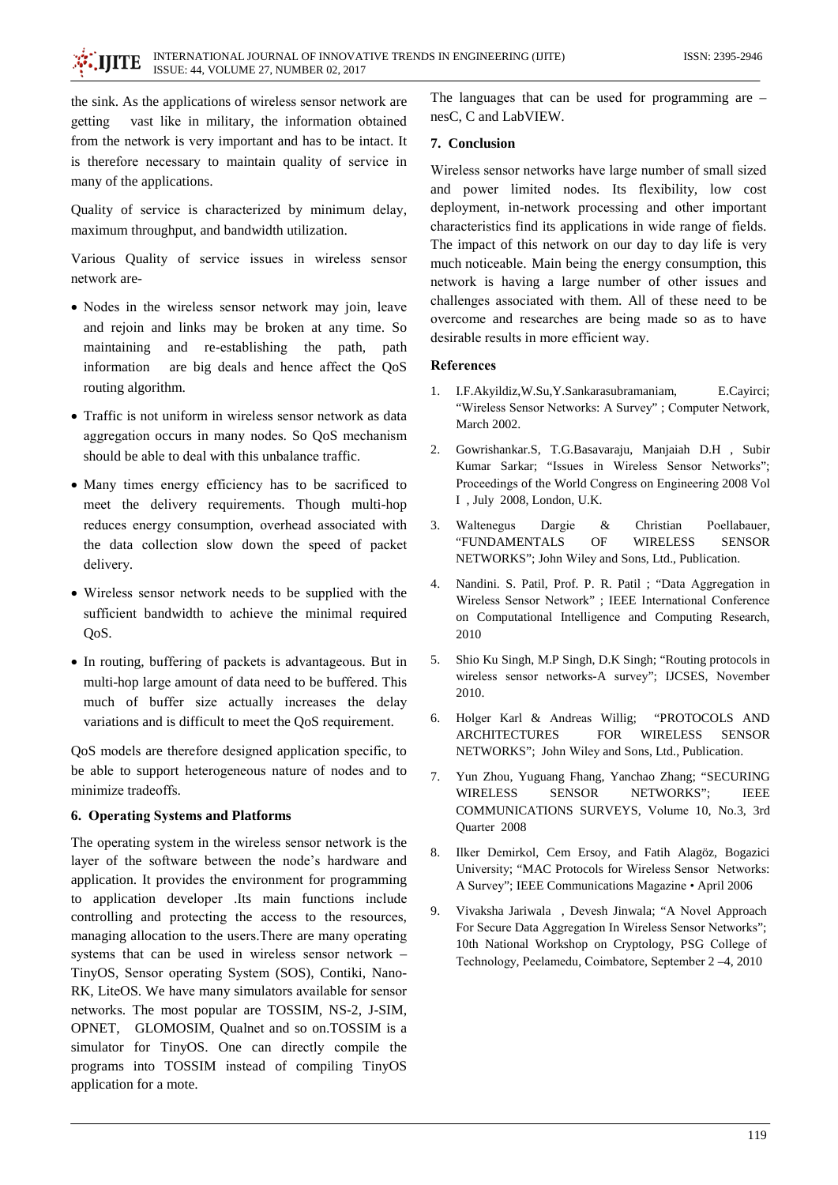the sink. As the applications of wireless sensor network are getting vast like in military, the information obtained from the network is very important and has to be intact. It is therefore necessary to maintain quality of service in many of the applications.

Quality of service is characterized by minimum delay, maximum throughput, and bandwidth utilization.

Various Quality of service issues in wireless sensor network are-

- Nodes in the wireless sensor network may join, leave and rejoin and links may be broken at any time. So maintaining and re-establishing the path, path information are big deals and hence affect the QoS routing algorithm.
- Traffic is not uniform in wireless sensor network as data aggregation occurs in many nodes. So QoS mechanism should be able to deal with this unbalance traffic.
- Many times energy efficiency has to be sacrificed to meet the delivery requirements. Though multi-hop reduces energy consumption, overhead associated with the data collection slow down the speed of packet delivery.
- Wireless sensor network needs to be supplied with the sufficient bandwidth to achieve the minimal required QoS.
- In routing, buffering of packets is advantageous. But in multi-hop large amount of data need to be buffered. This much of buffer size actually increases the delay variations and is difficult to meet the QoS requirement.

QoS models are therefore designed application specific, to be able to support heterogeneous nature of nodes and to minimize tradeoffs.

## 6. Operating Systems and Platforms

The operating system in the wireless sensor network is the layer of the software between the node's hardware and application. It provides the environment for programming to application developer .Its main functions include controlling and protecting the access to the resources, managing allocation to the users.There are many operating systems that can be used in wireless sensor network – TinyOS, Sensor operating System (SOS), Contiki, Nano-RK, LiteOS. We have many simulators available for sensor networks. The most popular are TOSSIM, NS-2, J-SIM, OPNET, GLOMOSIM, Qualnet and so on.TOSSIM is a simulator for TinyOS. One can directly compile the programs into TOSSIM instead of compiling TinyOS application for a mote.

The languages that can be used for programming are – nesC, C and LabVIEW.

## 7. Conclusion

Wireless sensor networks have large number of small sized and power limited nodes. Its flexibility, low cost deployment, in-network processing and other important characteristics find its applications in wide range of fields. The impact of this network on our day to day life is very much noticeable. Main being the energy consumption, this network is having a large number of other issues and challenges associated with them. All of these need to be overcome and researches are being made so as to have desirable results in more efficient way.

## References

1. I.F.Akyildiz,W.Su,Y.Sankarasubramaniam, E.Cayirci; "Wireless Sensor Networks: A Survey" ; Computer Network, March 2002.
2. Gowrishankar.S, T.G.Basavaraju, Manjaiah D.H , Subir Kumar Sarkar; "Issues in Wireless Sensor Networks"; Proceedings of the World Congress on Engineering 2008 Vol I , July 2008, London, U.K.
3. Waltenegus Dargie & Christian Poellabauer, "FUNDAMENTALS OF WIRELESS SENSOR NETWORKS"; John Wiley and Sons, Ltd., Publication.
4. Nandini. S. Patil, Prof. P. R. Patil ; "Data Aggregation in Wireless Sensor Network" ; IEEE International Conference on Computational Intelligence and Computing Research, 2010
5. Shio Ku Singh, M.P Singh, D.K Singh; "Routing protocols in wireless sensor networks-A survey"; IJCSES, November 2010.
6. Holger Karl & Andreas Willig; "PROTOCOLS AND ARCHITECTURES FOR WIRELESS SENSOR NETWORKS"; John Wiley and Sons, Ltd., Publication.
7. Yun Zhou, Yuguang Fhang, Yanchao Zhang; "SECURING WIRELESS SENSOR NETWORKS"; IEEE COMMUNICATIONS SURVEYS, Volume 10, No.3, 3rd Quarter 2008
8. Ilker Demirkol, Cem Ersoy, and Fatih Alagöz, Bogazici University; "MAC Protocols for Wireless Sensor Networks: A Survey"; IEEE Communications Magazine • April 2006
9. Vivaksha Jariwala , Devesh Jinwala; "A Novel Approach For Secure Data Aggregation In Wireless Sensor Networks"; 10th National Workshop on Cryptology, PSG College of Technology, Peelamedu, Coimbatore, September 2 –4, 2010